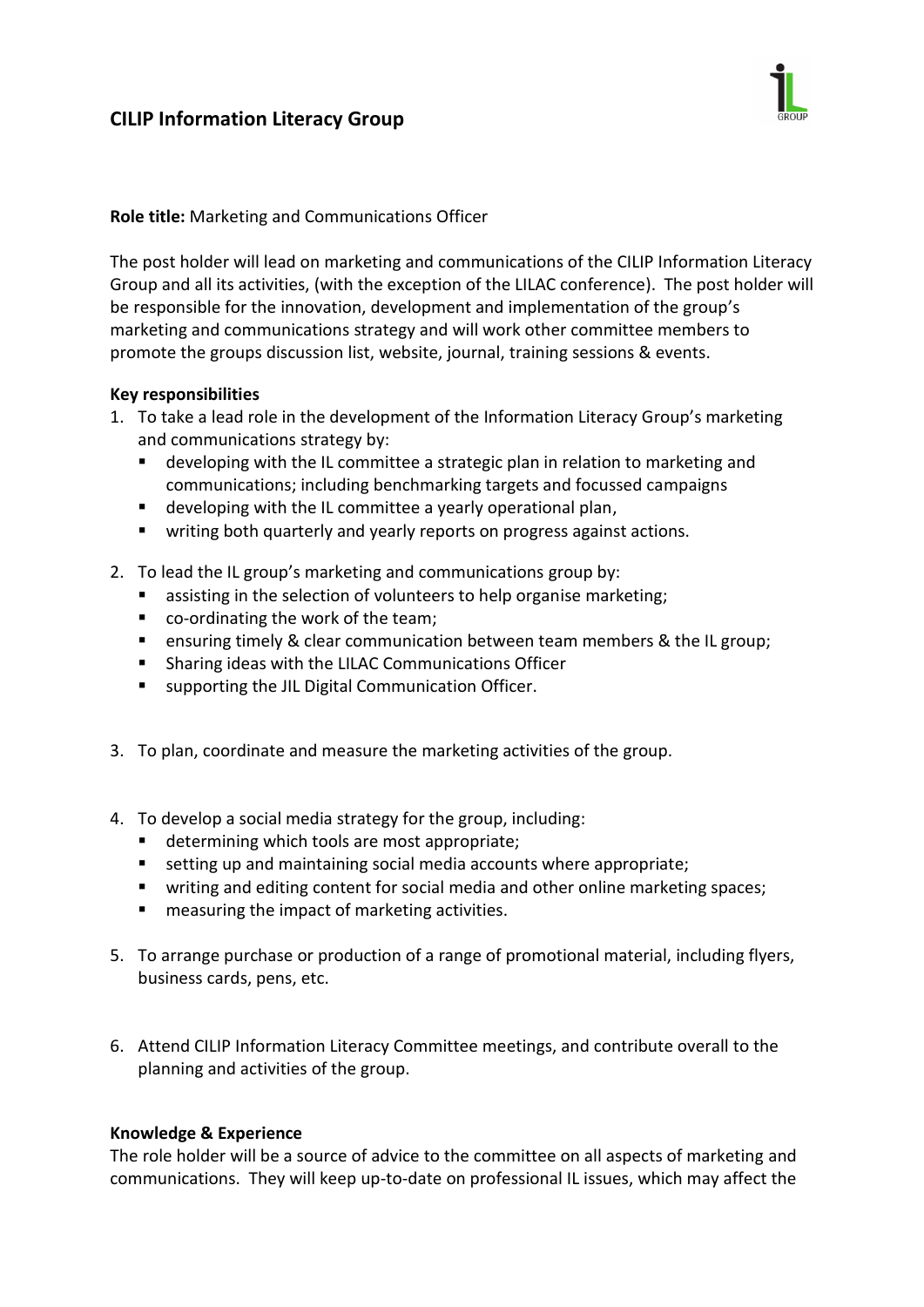# CILIP Information Literacy Group

**Role title:** Marketing and Communications Officer

The post holder will lead on marketing and communications of the CILIP Information Literacy Group and all its activities, (with the exception of the LILAC conference). The post holder will be responsible for the innovation, development and implementation of the group's marketing and communications strategy and will work other committee members to promote the groups discussion list, website, journal, training sessions & events.

**Key responsibilities**

1. To take a lead role in the development of the Information Literacy Group's marketing and communications strategy by:
   - developing with the IL committee a strategic plan in relation to marketing and communications; including benchmarking targets and focussed campaigns
   - developing with the IL committee a yearly operational plan,
   - writing both quarterly and yearly reports on progress against actions.
2. To lead the IL group's marketing and communications group by:
   - assisting in the selection of volunteers to help organise marketing;
   - co-ordinating the work of the team;
   - ensuring timely & clear communication between team members & the IL group;
   - Sharing ideas with the LILAC Communications Officer
   - supporting the JIL Digital Communication Officer.
3. To plan, coordinate and measure the marketing activities of the group.
4. To develop a social media strategy for the group, including:
   - determining which tools are most appropriate;
   - setting up and maintaining social media accounts where appropriate;
   - writing and editing content for social media and other online marketing spaces;
   - measuring the impact of marketing activities.
5. To arrange purchase or production of a range of promotional material, including flyers, business cards, pens, etc.
6. Attend CILIP Information Literacy Committee meetings, and contribute overall to the planning and activities of the group.

**Knowledge & Experience**

The role holder will be a source of advice to the committee on all aspects of marketing and communications. They will keep up-to-date on professional IL issues, which may affect the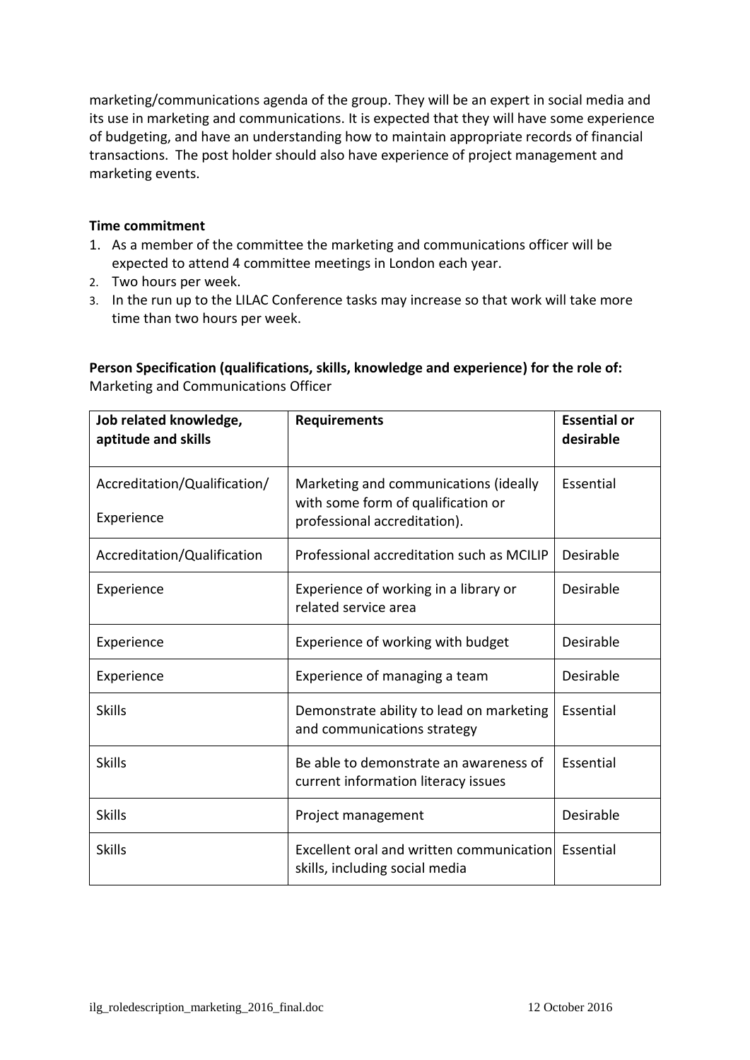marketing/communications agenda of the group. They will be an expert in social media and its use in marketing and communications. It is expected that they will have some experience of budgeting, and have an understanding how to maintain appropriate records of financial transactions. The post holder should also have experience of project management and marketing events.

**Time commitment**

1. As a member of the committee the marketing and communications officer will be expected to attend 4 committee meetings in London each year.
2. Two hours per week.
3. In the run up to the LILAC Conference tasks may increase so that work will take more time than two hours per week.

**Person Specification (qualifications, skills, knowledge and experience) for the role of:**
Marketing and Communications Officer

| Job related knowledge, aptitude and skills | Requirements | Essential or desirable |
|---|---|---|
| Accreditation/Qualification/ Experience | Marketing and communications (ideally with some form of qualification or professional accreditation). | Essential |
| Accreditation/Qualification | Professional accreditation such as MCILIP | Desirable |
| Experience | Experience of working in a library or related service area | Desirable |
| Experience | Experience of working with budget | Desirable |
| Experience | Experience of managing a team | Desirable |
| Skills | Demonstrate ability to lead on marketing and communications strategy | Essential |
| Skills | Be able to demonstrate an awareness of current information literacy issues | Essential |
| Skills | Project management | Desirable |
| Skills | Excellent oral and written communication skills, including social media | Essential |